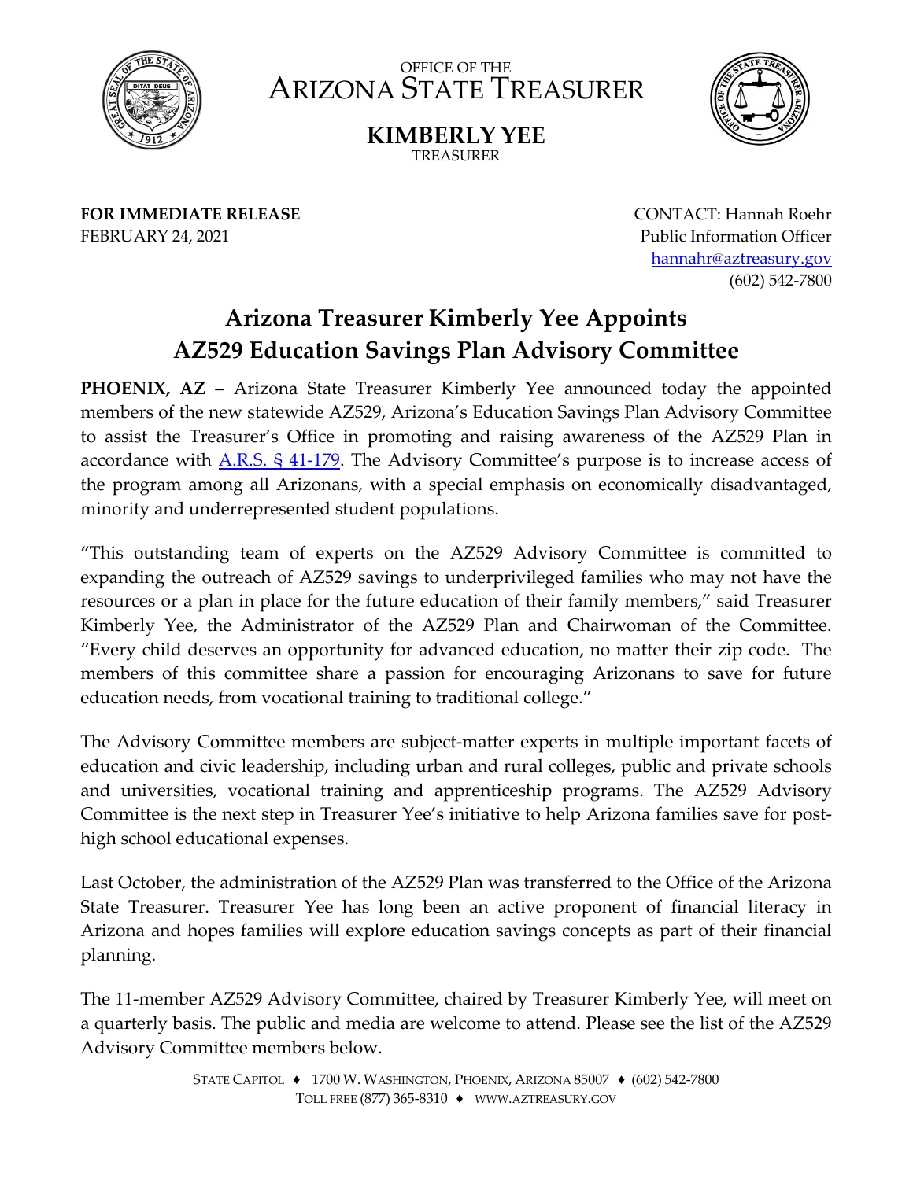OFFICE OF THE
# ARIZONA STATE TREASURER

**KIMBERLY YEE**
TREASURER

**FOR IMMEDIATE RELEASE**
FEBRUARY 24, 2021

CONTACT: Hannah Roehr
Public Information Officer
hannahr@aztreasury.gov
(602) 542-7800

## Arizona Treasurer Kimberly Yee Appoints AZ529 Education Savings Plan Advisory Committee

**PHOENIX, AZ** – Arizona State Treasurer Kimberly Yee announced today the appointed members of the new statewide AZ529, Arizona's Education Savings Plan Advisory Committee to assist the Treasurer's Office in promoting and raising awareness of the AZ529 Plan in accordance with A.R.S. § 41-179. The Advisory Committee's purpose is to increase access of the program among all Arizonans, with a special emphasis on economically disadvantaged, minority and underrepresented student populations.

"This outstanding team of experts on the AZ529 Advisory Committee is committed to expanding the outreach of AZ529 savings to underprivileged families who may not have the resources or a plan in place for the future education of their family members," said Treasurer Kimberly Yee, the Administrator of the AZ529 Plan and Chairwoman of the Committee. "Every child deserves an opportunity for advanced education, no matter their zip code. The members of this committee share a passion for encouraging Arizonans to save for future education needs, from vocational training to traditional college."

The Advisory Committee members are subject-matter experts in multiple important facets of education and civic leadership, including urban and rural colleges, public and private schools and universities, vocational training and apprenticeship programs. The AZ529 Advisory Committee is the next step in Treasurer Yee's initiative to help Arizona families save for post-high school educational expenses.

Last October, the administration of the AZ529 Plan was transferred to the Office of the Arizona State Treasurer. Treasurer Yee has long been an active proponent of financial literacy in Arizona and hopes families will explore education savings concepts as part of their financial planning.

The 11-member AZ529 Advisory Committee, chaired by Treasurer Kimberly Yee, will meet on a quarterly basis. The public and media are welcome to attend. Please see the list of the AZ529 Advisory Committee members below.

STATE CAPITOL ♦ 1700 W. WASHINGTON, PHOENIX, ARIZONA 85007 ♦ (602) 542-7800
TOLL FREE (877) 365-8310 ♦ WWW.AZTREASURY.GOV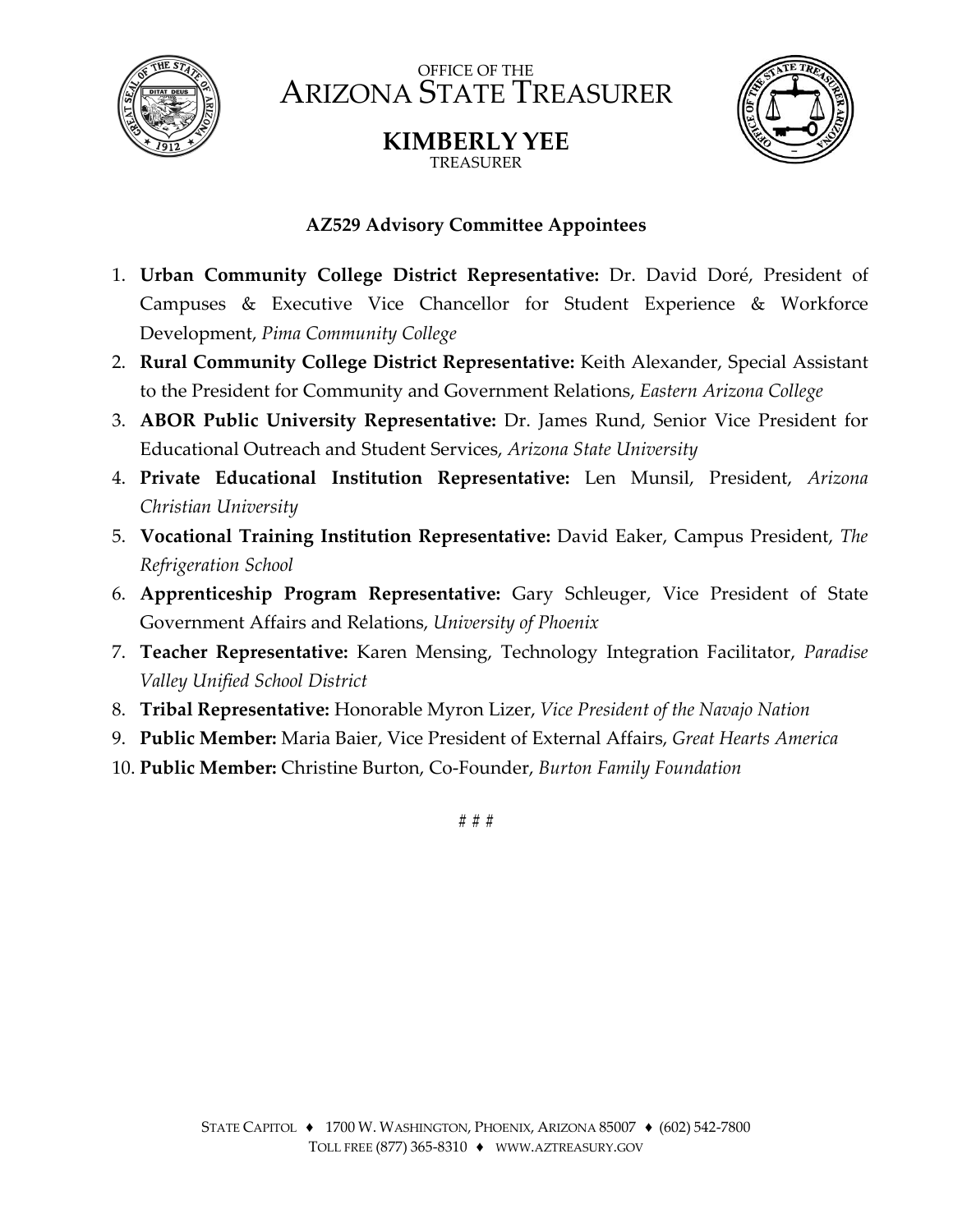OFFICE OF THE
ARIZONA STATE TREASURER

**KIMBERLY YEE**
TREASURER

### AZ529 Advisory Committee Appointees

1. **Urban Community College District Representative:** Dr. David Doré, President of Campuses & Executive Vice Chancellor for Student Experience & Workforce Development, *Pima Community College*
2. **Rural Community College District Representative:** Keith Alexander, Special Assistant to the President for Community and Government Relations, *Eastern Arizona College*
3. **ABOR Public University Representative:** Dr. James Rund, Senior Vice President for Educational Outreach and Student Services, *Arizona State University*
4. **Private Educational Institution Representative:** Len Munsil, President, *Arizona Christian University*
5. **Vocational Training Institution Representative:** David Eaker, Campus President, *The Refrigeration School*
6. **Apprenticeship Program Representative:** Gary Schleuger, Vice President of State Government Affairs and Relations, *University of Phoenix*
7. **Teacher Representative:** Karen Mensing, Technology Integration Facilitator, *Paradise Valley Unified School District*
8. **Tribal Representative:** Honorable Myron Lizer, *Vice President of the Navajo Nation*
9. **Public Member:** Maria Baier, Vice President of External Affairs, *Great Hearts America*
10. **Public Member:** Christine Burton, Co-Founder, *Burton Family Foundation*

# # #

STATE CAPITOL ♦ 1700 W. WASHINGTON, PHOENIX, ARIZONA 85007 ♦ (602) 542-7800
TOLL FREE (877) 365-8310 ♦ WWW.AZTREASURY.GOV